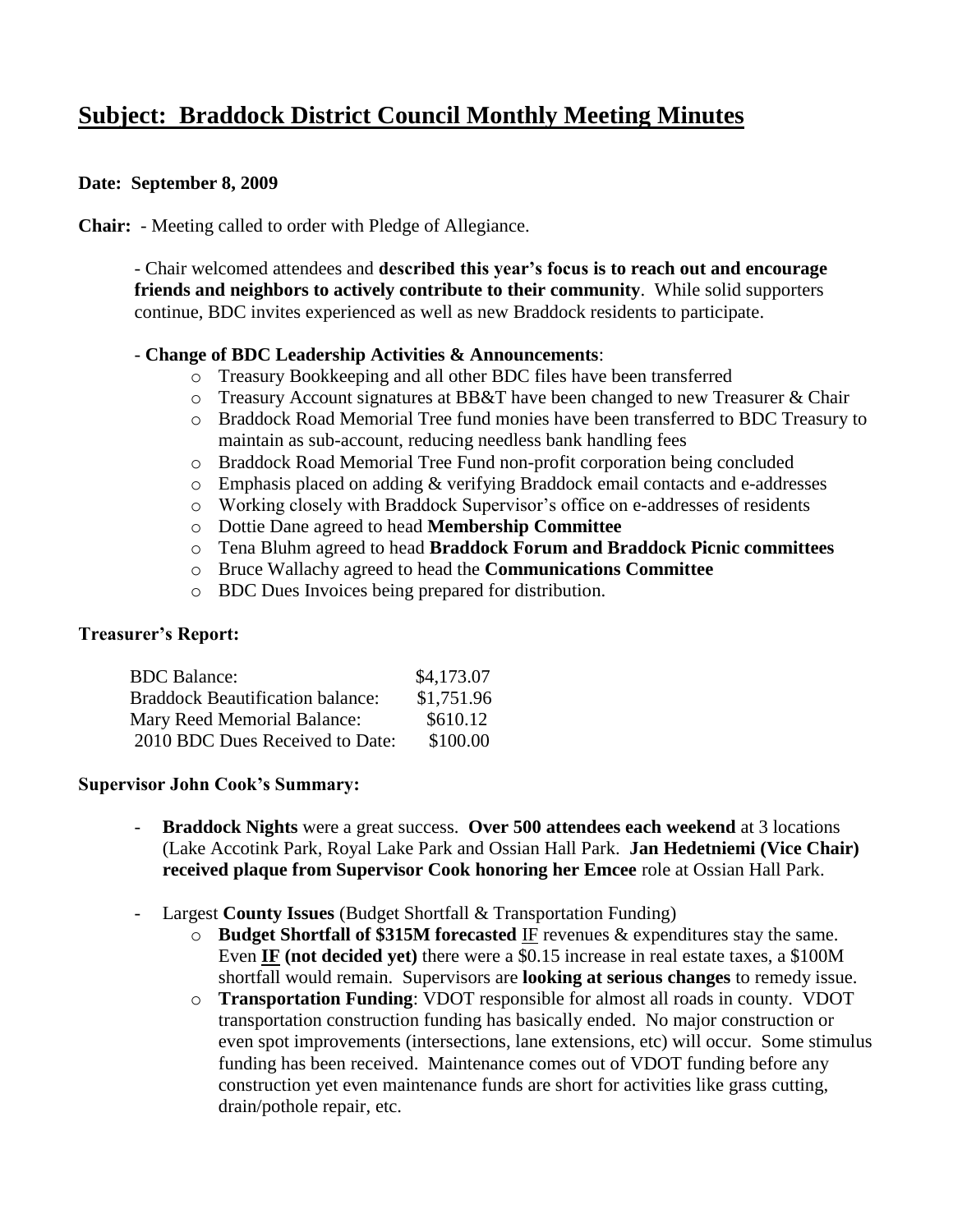# **Subject: Braddock District Council Monthly Meeting Minutes**

**Date: September 8, 2009**

**Chair:** - Meeting called to order with Pledge of Allegiance.

- Chair welcomed attendees and **described this year's focus is to reach out and encourage friends and neighbors to actively contribute to their community**. While solid supporters continue, BDC invites experienced as well as new Braddock residents to participate.

- **Change of BDC Leadership Activities & Announcements**:
  - Treasury Bookkeeping and all other BDC files have been transferred
  - Treasury Account signatures at BB&T have been changed to new Treasurer & Chair
  - Braddock Road Memorial Tree fund monies have been transferred to BDC Treasury to maintain as sub-account, reducing needless bank handling fees
  - Braddock Road Memorial Tree Fund non-profit corporation being concluded
  - Emphasis placed on adding & verifying Braddock email contacts and e-addresses
  - Working closely with Braddock Supervisor's office on e-addresses of residents
  - Dottie Dane agreed to head **Membership Committee**
  - Tena Bluhm agreed to head **Braddock Forum and Braddock Picnic committees**
  - Bruce Wallachy agreed to head the **Communications Committee**
  - BDC Dues Invoices being prepared for distribution.

**Treasurer's Report:**

| | |
|---|---|
| BDC Balance: | \$4,173.07 |
| Braddock Beautification balance: | \$1,751.96 |
| Mary Reed Memorial Balance: | \$610.12 |
| 2010 BDC Dues Received to Date: | \$100.00 |

**Supervisor John Cook's Summary:**

- **Braddock Nights** were a great success. **Over 500 attendees each weekend** at 3 locations (Lake Accotink Park, Royal Lake Park and Ossian Hall Park. **Jan Hedetniemi (Vice Chair) received plaque from Supervisor Cook honoring her Emcee** role at Ossian Hall Park.

- Largest **County Issues** (Budget Shortfall & Transportation Funding)
  - **Budget Shortfall of \$315M forecasted** <u>IF</u> revenues & expenditures stay the same. Even **<u>IF</u> (not decided yet)** there were a \$0.15 increase in real estate taxes, a \$100M shortfall would remain. Supervisors are **looking at serious changes** to remedy issue.
  - **Transportation Funding**: VDOT responsible for almost all roads in county. VDOT transportation construction funding has basically ended. No major construction or even spot improvements (intersections, lane extensions, etc) will occur. Some stimulus funding has been received. Maintenance comes out of VDOT funding before any construction yet even maintenance funds are short for activities like grass cutting, drain/pothole repair, etc.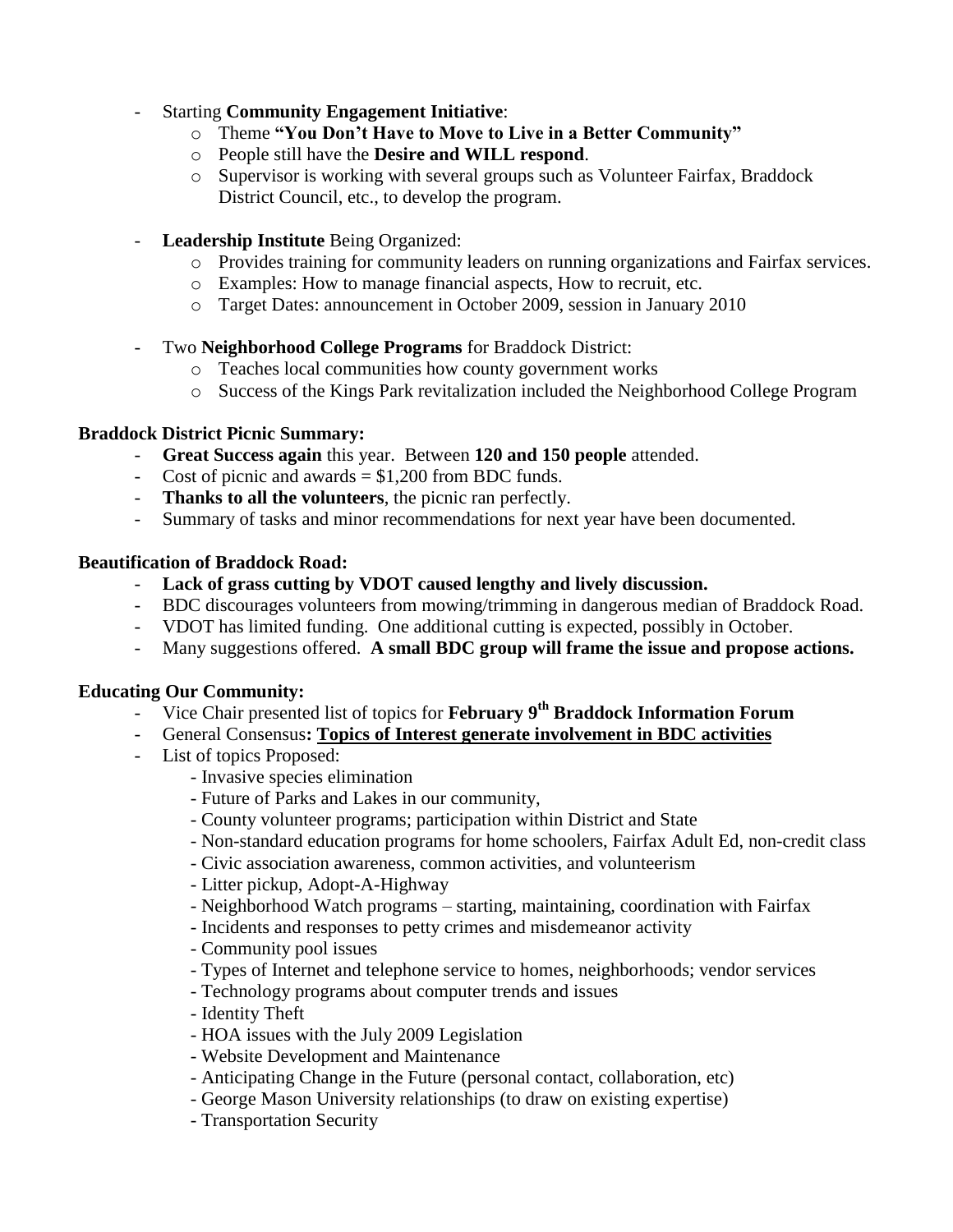- Starting **Community Engagement Initiative**:
  - Theme **"You Don't Have to Move to Live in a Better Community"**
  - People still have the **Desire and WILL respond**.
  - Supervisor is working with several groups such as Volunteer Fairfax, Braddock District Council, etc., to develop the program.

- **Leadership Institute** Being Organized:
  - Provides training for community leaders on running organizations and Fairfax services.
  - Examples: How to manage financial aspects, How to recruit, etc.
  - Target Dates: announcement in October 2009, session in January 2010

- Two **Neighborhood College Programs** for Braddock District:
  - Teaches local communities how county government works
  - Success of the Kings Park revitalization included the Neighborhood College Program

**Braddock District Picnic Summary:**

- **Great Success again** this year. Between **120 and 150 people** attended.
- Cost of picnic and awards = $1,200 from BDC funds.
- **Thanks to all the volunteers**, the picnic ran perfectly.
- Summary of tasks and minor recommendations for next year have been documented.

**Beautification of Braddock Road:**

- **Lack of grass cutting by VDOT caused lengthy and lively discussion.**
- BDC discourages volunteers from mowing/trimming in dangerous median of Braddock Road.
- VDOT has limited funding. One additional cutting is expected, possibly in October.
- Many suggestions offered. **A small BDC group will frame the issue and propose actions.**

**Educating Our Community:**

- Vice Chair presented list of topics for **February 9th Braddock Information Forum**
- General Consensus**: <u>Topics of Interest generate involvement in BDC activities</u>**
- List of topics Proposed:
  - Invasive species elimination
  - Future of Parks and Lakes in our community,
  - County volunteer programs; participation within District and State
  - Non-standard education programs for home schoolers, Fairfax Adult Ed, non-credit class
  - Civic association awareness, common activities, and volunteerism
  - Litter pickup, Adopt-A-Highway
  - Neighborhood Watch programs – starting, maintaining, coordination with Fairfax
  - Incidents and responses to petty crimes and misdemeanor activity
  - Community pool issues
  - Types of Internet and telephone service to homes, neighborhoods; vendor services
  - Technology programs about computer trends and issues
  - Identity Theft
  - HOA issues with the July 2009 Legislation
  - Website Development and Maintenance
  - Anticipating Change in the Future (personal contact, collaboration, etc)
  - George Mason University relationships (to draw on existing expertise)
  - Transportation Security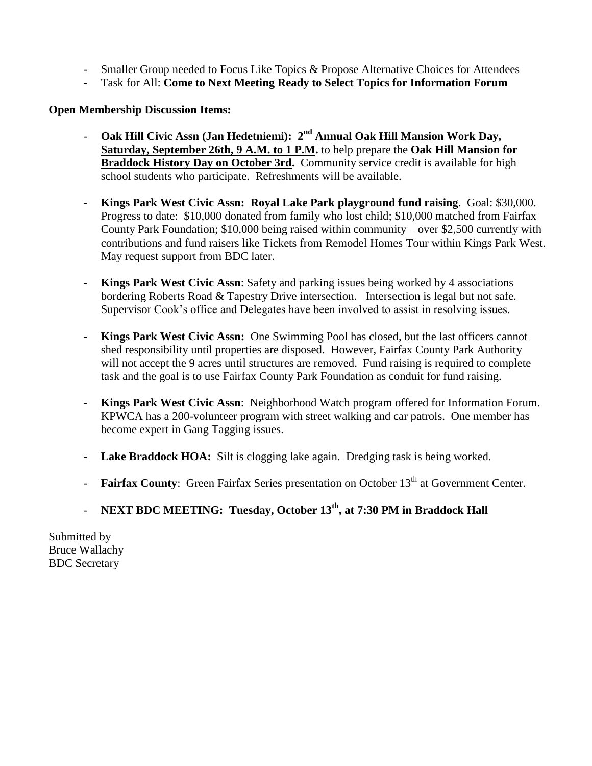- Smaller Group needed to Focus Like Topics & Propose Alternative Choices for Attendees
- Task for All: **Come to Next Meeting Ready to Select Topics for Information Forum**

**Open Membership Discussion Items:**

- **Oak Hill Civic Assn (Jan Hedetniemi): 2nd Annual Oak Hill Mansion Work Day, Saturday, September 26th, 9 A.M. to 1 P.M.** to help prepare the **Oak Hill Mansion for Braddock History Day on October 3rd.** Community service credit is available for high school students who participate. Refreshments will be available.

- **Kings Park West Civic Assn: Royal Lake Park playground fund raising**. Goal: $30,000. Progress to date: $10,000 donated from family who lost child; $10,000 matched from Fairfax County Park Foundation; $10,000 being raised within community – over $2,500 currently with contributions and fund raisers like Tickets from Remodel Homes Tour within Kings Park West. May request support from BDC later.

- **Kings Park West Civic Assn**: Safety and parking issues being worked by 4 associations bordering Roberts Road & Tapestry Drive intersection. Intersection is legal but not safe. Supervisor Cook's office and Delegates have been involved to assist in resolving issues.

- **Kings Park West Civic Assn:** One Swimming Pool has closed, but the last officers cannot shed responsibility until properties are disposed. However, Fairfax County Park Authority will not accept the 9 acres until structures are removed. Fund raising is required to complete task and the goal is to use Fairfax County Park Foundation as conduit for fund raising.

- **Kings Park West Civic Assn**: Neighborhood Watch program offered for Information Forum. KPWCA has a 200-volunteer program with street walking and car patrols. One member has become expert in Gang Tagging issues.

- **Lake Braddock HOA:** Silt is clogging lake again. Dredging task is being worked.

- **Fairfax County**: Green Fairfax Series presentation on October 13th at Government Center.

- **NEXT BDC MEETING: Tuesday, October 13th, at 7:30 PM in Braddock Hall**

Submitted by
Bruce Wallachy
BDC Secretary